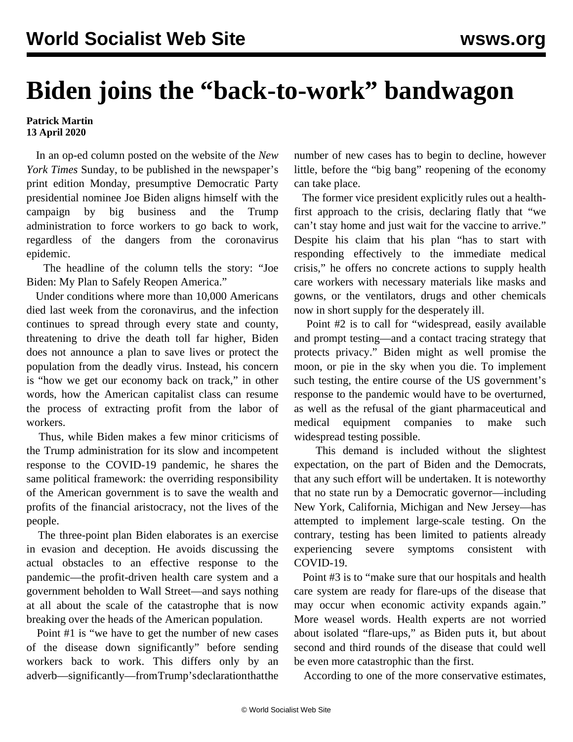# Biden joins the "back-to-work" bandwagon

**Patrick Martin**
**13 April 2020**

In an op-ed column posted on the website of the *New York Times* Sunday, to be published in the newspaper's print edition Monday, presumptive Democratic Party presidential nominee Joe Biden aligns himself with the campaign by big business and the Trump administration to force workers to go back to work, regardless of the dangers from the coronavirus epidemic.

The headline of the column tells the story: "Joe Biden: My Plan to Safely Reopen America."

Under conditions where more than 10,000 Americans died last week from the coronavirus, and the infection continues to spread through every state and county, threatening to drive the death toll far higher, Biden does not announce a plan to save lives or protect the population from the deadly virus. Instead, his concern is "how we get our economy back on track," in other words, how the American capitalist class can resume the process of extracting profit from the labor of workers.

Thus, while Biden makes a few minor criticisms of the Trump administration for its slow and incompetent response to the COVID-19 pandemic, he shares the same political framework: the overriding responsibility of the American government is to save the wealth and profits of the financial aristocracy, not the lives of the people.

The three-point plan Biden elaborates is an exercise in evasion and deception. He avoids discussing the actual obstacles to an effective response to the pandemic—the profit-driven health care system and a government beholden to Wall Street—and says nothing at all about the scale of the catastrophe that is now breaking over the heads of the American population.

Point #1 is "we have to get the number of new cases of the disease down significantly" before sending workers back to work. This differs only by an adverb—significantly—from Trump's declaration that the number of new cases has to begin to decline, however little, before the "big bang" reopening of the economy can take place.

The former vice president explicitly rules out a health-first approach to the crisis, declaring flatly that "we can't stay home and just wait for the vaccine to arrive." Despite his claim that his plan "has to start with responding effectively to the immediate medical crisis," he offers no concrete actions to supply health care workers with necessary materials like masks and gowns, or the ventilators, drugs and other chemicals now in short supply for the desperately ill.

Point #2 is to call for "widespread, easily available and prompt testing—and a contact tracing strategy that protects privacy." Biden might as well promise the moon, or pie in the sky when you die. To implement such testing, the entire course of the US government's response to the pandemic would have to be overturned, as well as the refusal of the giant pharmaceutical and medical equipment companies to make such widespread testing possible.

This demand is included without the slightest expectation, on the part of Biden and the Democrats, that any such effort will be undertaken. It is noteworthy that no state run by a Democratic governor—including New York, California, Michigan and New Jersey—has attempted to implement large-scale testing. On the contrary, testing has been limited to patients already experiencing severe symptoms consistent with COVID-19.

Point #3 is to "make sure that our hospitals and health care system are ready for flare-ups of the disease that may occur when economic activity expands again." More weasel words. Health experts are not worried about isolated "flare-ups," as Biden puts it, but about second and third rounds of the disease that could well be even more catastrophic than the first.

According to one of the more conservative estimates,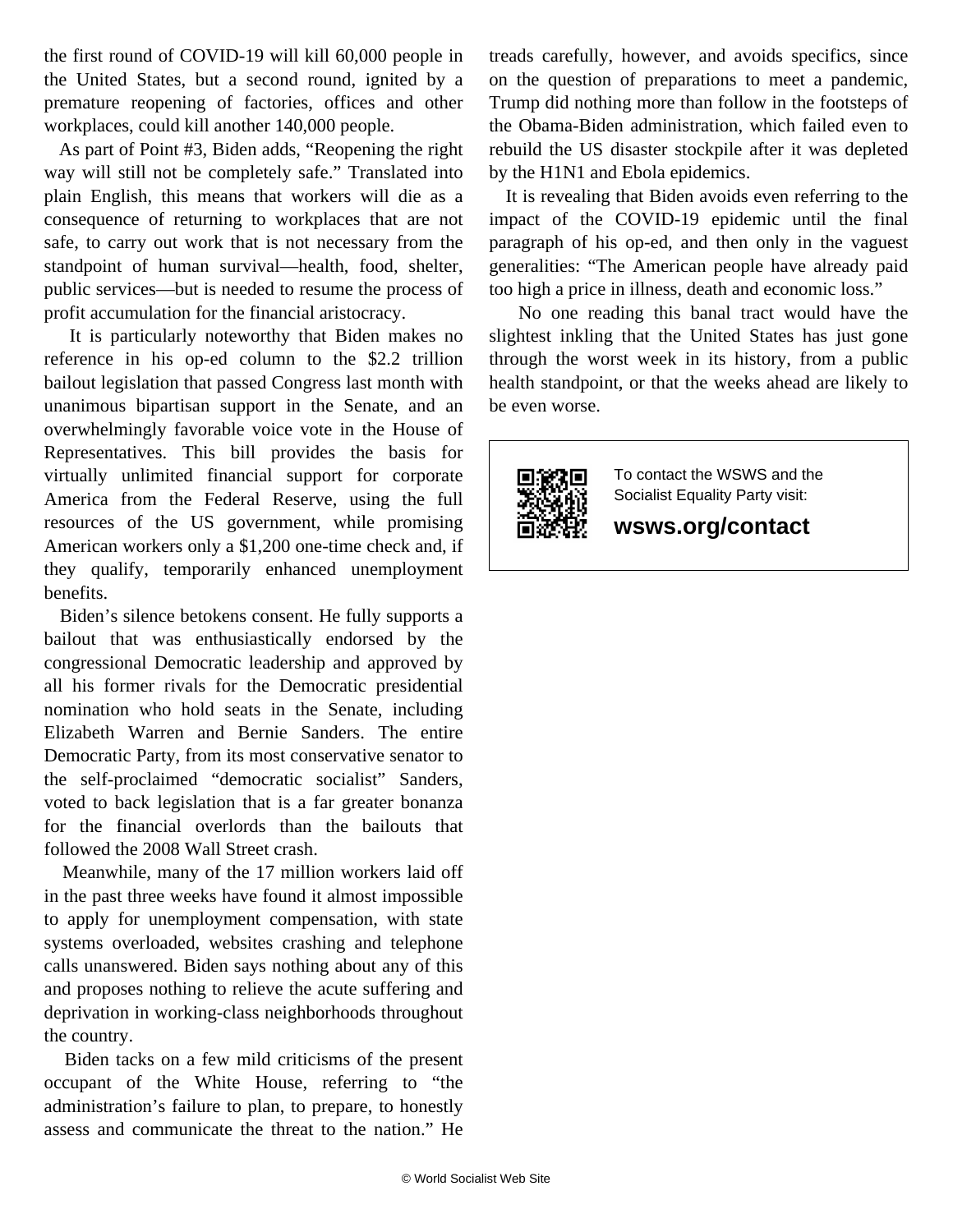the first round of COVID-19 will kill 60,000 people in the United States, but a second round, ignited by a premature reopening of factories, offices and other workplaces, could kill another 140,000 people.

As part of Point #3, Biden adds, "Reopening the right way will still not be completely safe." Translated into plain English, this means that workers will die as a consequence of returning to workplaces that are not safe, to carry out work that is not necessary from the standpoint of human survival—health, food, shelter, public services—but is needed to resume the process of profit accumulation for the financial aristocracy.

It is particularly noteworthy that Biden makes no reference in his op-ed column to the $2.2 trillion bailout legislation that passed Congress last month with unanimous bipartisan support in the Senate, and an overwhelmingly favorable voice vote in the House of Representatives. This bill provides the basis for virtually unlimited financial support for corporate America from the Federal Reserve, using the full resources of the US government, while promising American workers only a $1,200 one-time check and, if they qualify, temporarily enhanced unemployment benefits.

Biden's silence betokens consent. He fully supports a bailout that was enthusiastically endorsed by the congressional Democratic leadership and approved by all his former rivals for the Democratic presidential nomination who hold seats in the Senate, including Elizabeth Warren and Bernie Sanders. The entire Democratic Party, from its most conservative senator to the self-proclaimed "democratic socialist" Sanders, voted to back legislation that is a far greater bonanza for the financial overlords than the bailouts that followed the 2008 Wall Street crash.

Meanwhile, many of the 17 million workers laid off in the past three weeks have found it almost impossible to apply for unemployment compensation, with state systems overloaded, websites crashing and telephone calls unanswered. Biden says nothing about any of this and proposes nothing to relieve the acute suffering and deprivation in working-class neighborhoods throughout the country.

Biden tacks on a few mild criticisms of the present occupant of the White House, referring to "the administration's failure to plan, to prepare, to honestly assess and communicate the threat to the nation." He treads carefully, however, and avoids specifics, since on the question of preparations to meet a pandemic, Trump did nothing more than follow in the footsteps of the Obama-Biden administration, which failed even to rebuild the US disaster stockpile after it was depleted by the H1N1 and Ebola epidemics.

It is revealing that Biden avoids even referring to the impact of the COVID-19 epidemic until the final paragraph of his op-ed, and then only in the vaguest generalities: "The American people have already paid too high a price in illness, death and economic loss."

No one reading this banal tract would have the slightest inkling that the United States has just gone through the worst week in its history, from a public health standpoint, or that the weeks ahead are likely to be even worse.

To contact the WSWS and the Socialist Equality Party visit:

**wsws.org/contact**